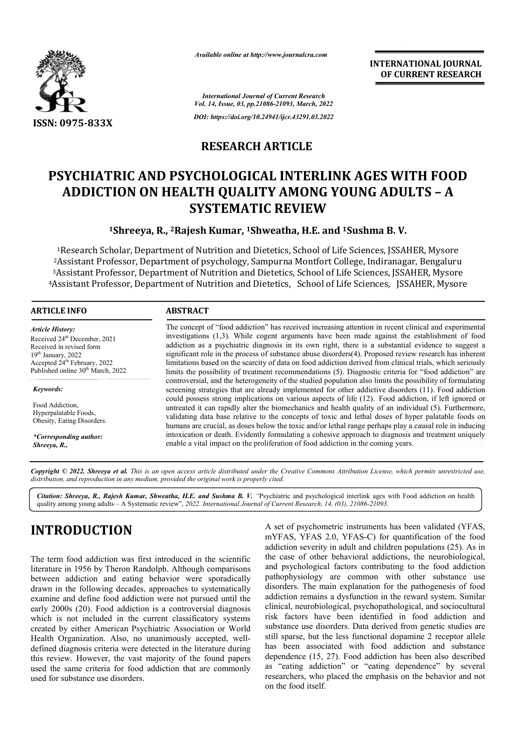*Available online at http://www.journalcra.com*

**INTERNATIONAL JOURNAL OF CURRENT RESEARCH**

*International Journal of Current Research*
*Vol. 14, Issue, 03, pp.21086-21093, March, 2022*

*DOI: https://doi.org/10.24941/ijcr.43291.03.2022*

**ISSN: 0975-833X**

## RESEARCH ARTICLE

# PSYCHIATRIC AND PSYCHOLOGICAL INTERLINK AGES WITH FOOD ADDICTION ON HEALTH QUALITY AMONG YOUNG ADULTS – A SYSTEMATIC REVIEW

**[1]Shreeya, R., [2]Rajesh Kumar, [1]Shweatha, H.E. and [1]Sushma B. V.**

[1]Research Scholar, Department of Nutrition and Dietetics, School of Life Sciences, JSSAHER, Mysore
[2]Assistant Professor, Department of psychology, Sampurna Montfort College, Indiranagar, Bengaluru
[3]Assistant Professor, Department of Nutrition and Dietetics, School of Life Sciences, JSSAHER, Mysore
[4]Assistant Professor, Department of Nutrition and Dietetics, School of Life Sciences, JSSAHER, Mysore

### ARTICLE INFO

*Article History:*
Received 24th December, 2021
Received in revised form
19th January, 2022
Accepted 24th February, 2022
Published online 30th March, 2022

*Keywords:*

Food Addiction,
Hyperpalatable Foods,
Obesity, Eating Disorders.

**\*Corresponding author:**
*Shreeya, R.,*

### ABSTRACT

The concept of "food addiction" has received increasing attention in recent clinical and experimental investigations (1,3). While cogent arguments have been made against the establishment of food addiction as a psychiatric diagnosis in its own right, there is a substantial evidence to suggest a significant role in the process of substance abuse disorders(4). Proposed review research has inherent limitations based on the scarcity of data on food addiction derived from clinical trials, which seriously limits the possibility of treatment recommendations (5). Diagnostic criteria for "food addiction" are controversial, and the heterogeneity of the studied population also limits the possibility of formulating screening strategies that are already implemented for other addictive disorders (11). Food addiction could possess strong implications on various aspects of life (12). Food addiction, if left ignored or untreated it can rapidly alter the biomechanics and health quality of an individual (5). Furthermore, validating data base relative to the concepts of toxic and lethal doses of hyper palatable foods on humans are crucial, as doses below the toxic and/or lethal range perhaps play a causal role in inducing intoxication or death. Evidently formulating a cohesive approach to diagnosis and treatment uniquely enable a vital impact on the proliferation of food addiction in the coming years.

*Copyright © 2022. Shreeya et al. This is an open access article distributed under the Creative Commons Attribution License, which permits unrestricted use, distribution, and reproduction in any medium, provided the original work is properly cited.*

*Citation: Shreeya, R., Rajesh Kumar, Shweatha, H.E. and Sushma B. V. "Psychiatric and psychological interlink ages with Food addiction on health quality among young adults – A Systematic review", 2022. International Journal of Current Research, 14, (03), 21086-21093.*

## INTRODUCTION

The term food addiction was first introduced in the scientific literature in 1956 by Theron Randolph. Although comparisons between addiction and eating behavior were sporadically drawn in the following decades, approaches to systematically examine and define food addiction were not pursued until the early 2000s (20). Food addiction is a controversial diagnosis which is not included in the current classificatory systems created by either American Psychiatric Association or World Health Organization. Also, no unanimously accepted, well-defined diagnosis criteria were detected in the literature during this review. However, the vast majority of the found papers used the same criteria for food addiction that are commonly used for substance use disorders.

A set of psychometric instruments has been validated (YFAS, mYFAS, YFAS 2.0, YFAS-C) for quantification of the food addiction severity in adult and children populations (25). As in the case of other behavioral addictions, the neurobiological, and psychological factors contributing to the food addiction pathophysiology are common with other substance use disorders. The main explanation for the pathogenesis of food addiction remains a dysfunction in the reward system. Similar clinical, neurobiological, psychopathological, and sociocultural risk factors have been identified in food addiction and substance use disorders. Data derived from genetic studies are still sparse, but the less functional dopamine 2 receptor allele has been associated with food addiction and substance dependence (15, 27). Food addiction has been also described as "eating addiction" or "eating dependence" by several researchers, who placed the emphasis on the behavior and not on the food itself.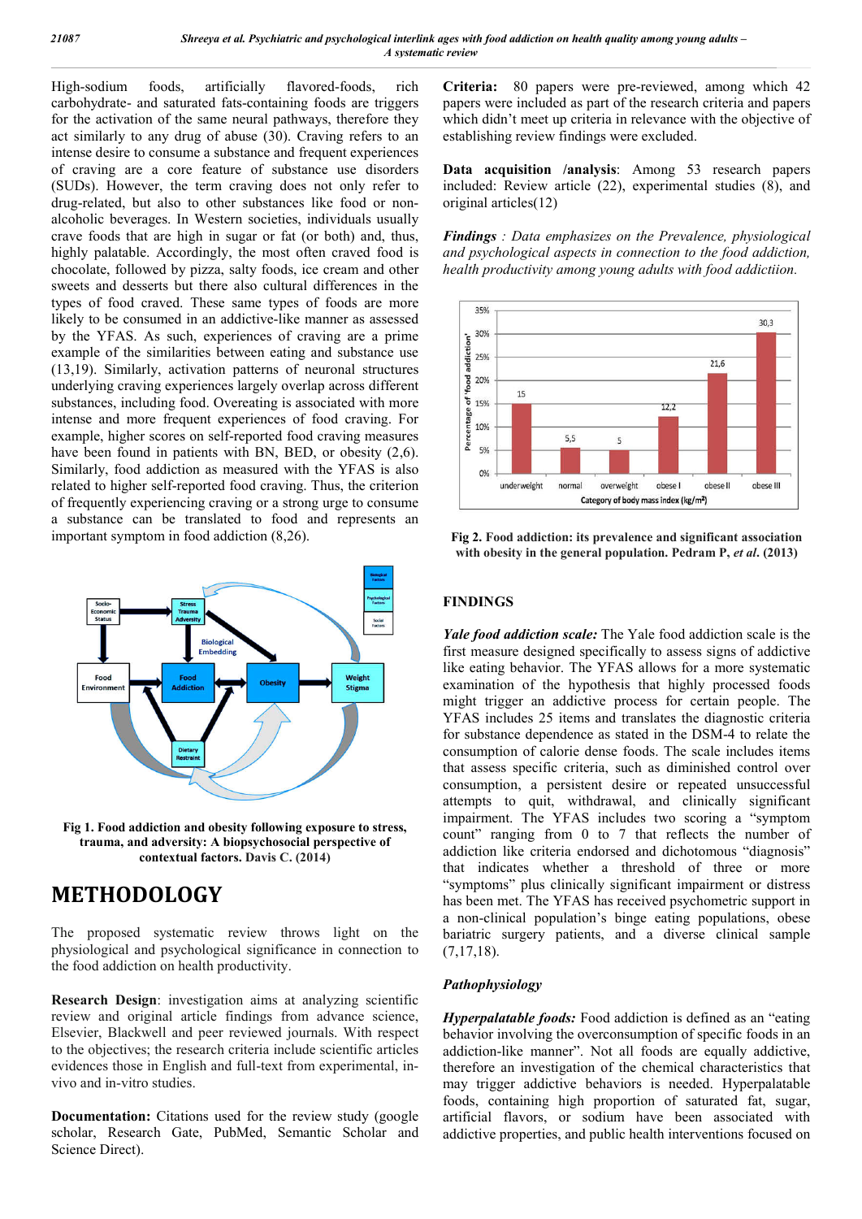High-sodium foods, artificially flavored-foods, rich carbohydrate- and saturated fats-containing foods are triggers for the activation of the same neural pathways, therefore they act similarly to any drug of abuse (30). Craving refers to an intense desire to consume a substance and frequent experiences of craving are a core feature of substance use disorders (SUDs). However, the term craving does not only refer to drug-related, but also to other substances like food or non-alcoholic beverages. In Western societies, individuals usually crave foods that are high in sugar or fat (or both) and, thus, highly palatable. Accordingly, the most often craved food is chocolate, followed by pizza, salty foods, ice cream and other sweets and desserts but there also cultural differences in the types of food craved. These same types of foods are more likely to be consumed in an addictive-like manner as assessed by the YFAS. As such, experiences of craving are a prime example of the similarities between eating and substance use (13,19). Similarly, activation patterns of neuronal structures underlying craving experiences largely overlap across different substances, including food. Overeating is associated with more intense and more frequent experiences of food craving. For example, higher scores on self-reported food craving measures have been found in patients with BN, BED, or obesity (2,6). Similarly, food addiction as measured with the YFAS is also related to higher self-reported food craving. Thus, the criterion of frequently experiencing craving or a strong urge to consume a substance can be translated to food and represents an important symptom in food addiction (8,26).

**Fig 1. Food addiction and obesity following exposure to stress, trauma, and adversity: A biopsychosocial perspective of contextual factors. Davis C. (2014)**

# METHODOLOGY

The proposed systematic review throws light on the physiological and psychological significance in connection to the food addiction on health productivity.

**Research Design**: investigation aims at analyzing scientific review and original article findings from advance science, Elsevier, Blackwell and peer reviewed journals. With respect to the objectives; the research criteria include scientific articles evidences those in English and full-text from experimental, in-vivo and in-vitro studies.

**Documentation:** Citations used for the review study (google scholar, Research Gate, PubMed, Semantic Scholar and Science Direct).

**Criteria:** 80 papers were pre-reviewed, among which 42 papers were included as part of the research criteria and papers which didn't meet up criteria in relevance with the objective of establishing review findings were excluded.

**Data acquisition /analysis**: Among 53 research papers included: Review article (22), experimental studies (8), and original articles(12)

***Findings*** *: Data emphasizes on the Prevalence, physiological and psychological aspects in connection to the food addiction, health productivity among young adults with food addictiion.*

**Fig 2. Food addiction: its prevalence and significant association with obesity in the general population. Pedram P, *et al*. (2013)**

## FINDINGS

***Yale food addiction scale:*** The Yale food addiction scale is the first measure designed specifically to assess signs of addictive like eating behavior. The YFAS allows for a more systematic examination of the hypothesis that highly processed foods might trigger an addictive process for certain people. The YFAS includes 25 items and translates the diagnostic criteria for substance dependence as stated in the DSM-4 to relate the consumption of calorie dense foods. The scale includes items that assess specific criteria, such as diminished control over consumption, a persistent desire or repeated unsuccessful attempts to quit, withdrawal, and clinically significant impairment. The YFAS includes two scoring a "symptom count" ranging from 0 to 7 that reflects the number of addiction like criteria endorsed and dichotomous "diagnosis" that indicates whether a threshold of three or more "symptoms" plus clinically significant impairment or distress has been met. The YFAS has received psychometric support in a non-clinical population's binge eating populations, obese bariatric surgery patients, and a diverse clinical sample (7,17,18).

### *Pathophysiology*

***Hyperpalatable foods:*** Food addiction is defined as an "eating behavior involving the overconsumption of specific foods in an addiction-like manner". Not all foods are equally addictive, therefore an investigation of the chemical characteristics that may trigger addictive behaviors is needed. Hyperpalatable foods, containing high proportion of saturated fat, sugar, artificial flavors, or sodium have been associated with addictive properties, and public health interventions focused on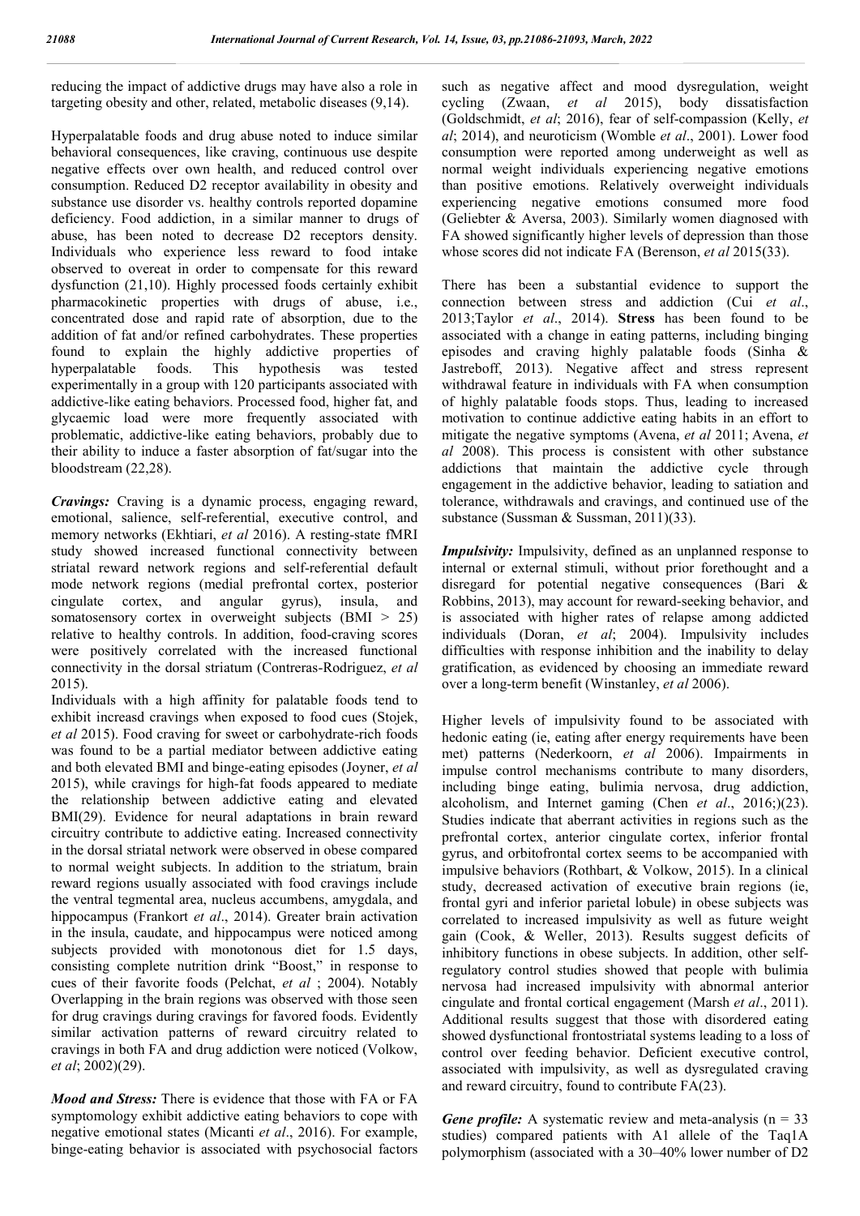reducing the impact of addictive drugs may have also a role in targeting obesity and other, related, metabolic diseases (9,14).

Hyperpalatable foods and drug abuse noted to induce similar behavioral consequences, like craving, continuous use despite negative effects over own health, and reduced control over consumption. Reduced D2 receptor availability in obesity and substance use disorder vs. healthy controls reported dopamine deficiency. Food addiction, in a similar manner to drugs of abuse, has been noted to decrease D2 receptors density. Individuals who experience less reward to food intake observed to overeat in order to compensate for this reward dysfunction (21,10). Highly processed foods certainly exhibit pharmacokinetic properties with drugs of abuse, i.e., concentrated dose and rapid rate of absorption, due to the addition of fat and/or refined carbohydrates. These properties found to explain the highly addictive properties of hyperpalatable foods. This hypothesis was tested experimentally in a group with 120 participants associated with addictive-like eating behaviors. Processed food, higher fat, and glycaemic load were more frequently associated with problematic, addictive-like eating behaviors, probably due to their ability to induce a faster absorption of fat/sugar into the bloodstream (22,28).

***Cravings:*** Craving is a dynamic process, engaging reward, emotional, salience, self-referential, executive control, and memory networks (Ekhtiari, *et al* 2016). A resting-state fMRI study showed increased functional connectivity between striatal reward network regions and self-referential default mode network regions (medial prefrontal cortex, posterior cingulate cortex, and angular gyrus), insula, and somatosensory cortex in overweight subjects (BMI > 25) relative to healthy controls. In addition, food-craving scores were positively correlated with the increased functional connectivity in the dorsal striatum (Contreras-Rodriguez, *et al* 2015).

Individuals with a high affinity for palatable foods tend to exhibit increasd cravings when exposed to food cues (Stojek, *et al* 2015). Food craving for sweet or carbohydrate-rich foods was found to be a partial mediator between addictive eating and both elevated BMI and binge-eating episodes (Joyner, *et al* 2015), while cravings for high-fat foods appeared to mediate the relationship between addictive eating and elevated BMI(29). Evidence for neural adaptations in brain reward circuitry contribute to addictive eating. Increased connectivity in the dorsal striatal network were observed in obese compared to normal weight subjects. In addition to the striatum, brain reward regions usually associated with food cravings include the ventral tegmental area, nucleus accumbens, amygdala, and hippocampus (Frankort *et al*., 2014). Greater brain activation in the insula, caudate, and hippocampus were noticed among subjects provided with monotonous diet for 1.5 days, consisting complete nutrition drink "Boost," in response to cues of their favorite foods (Pelchat, *et al* ; 2004). Notably Overlapping in the brain regions was observed with those seen for drug cravings during cravings for favored foods. Evidently similar activation patterns of reward circuitry related to cravings in both FA and drug addiction were noticed (Volkow, *et al*; 2002)(29).

***Mood and Stress:*** There is evidence that those with FA or FA symptomology exhibit addictive eating behaviors to cope with negative emotional states (Micanti *et al*., 2016). For example, binge-eating behavior is associated with psychosocial factors such as negative affect and mood dysregulation, weight cycling (Zwaan, *et al* 2015), body dissatisfaction (Goldschmidt, *et al*; 2016), fear of self-compassion (Kelly, *et al*; 2014), and neuroticism (Womble *et al*., 2001). Lower food consumption were reported among underweight as well as normal weight individuals experiencing negative emotions than positive emotions. Relatively overweight individuals experiencing negative emotions consumed more food (Geliebter & Aversa, 2003). Similarly women diagnosed with FA showed significantly higher levels of depression than those whose scores did not indicate FA (Berenson, *et al* 2015(33).

There has been a substantial evidence to support the connection between stress and addiction (Cui *et al*., 2013;Taylor *et al*., 2014). **Stress** has been found to be associated with a change in eating patterns, including binging episodes and craving highly palatable foods (Sinha & Jastreboff, 2013). Negative affect and stress represent withdrawal feature in individuals with FA when consumption of highly palatable foods stops. Thus, leading to increased motivation to continue addictive eating habits in an effort to mitigate the negative symptoms (Avena, *et al* 2011; Avena, *et al* 2008). This process is consistent with other substance addictions that maintain the addictive cycle through engagement in the addictive behavior, leading to satiation and tolerance, withdrawals and cravings, and continued use of the substance (Sussman & Sussman, 2011)(33).

***Impulsivity:*** Impulsivity, defined as an unplanned response to internal or external stimuli, without prior forethought and a disregard for potential negative consequences (Bari & Robbins, 2013), may account for reward-seeking behavior, and is associated with higher rates of relapse among addicted individuals (Doran, *et al*; 2004). Impulsivity includes difficulties with response inhibition and the inability to delay gratification, as evidenced by choosing an immediate reward over a long-term benefit (Winstanley, *et al* 2006).

Higher levels of impulsivity found to be associated with hedonic eating (ie, eating after energy requirements have been met) patterns (Nederkoorn, *et al* 2006). Impairments in impulse control mechanisms contribute to many disorders, including binge eating, bulimia nervosa, drug addiction, alcoholism, and Internet gaming (Chen *et al*., 2016;)(23). Studies indicate that aberrant activities in regions such as the prefrontal cortex, anterior cingulate cortex, inferior frontal gyrus, and orbitofrontal cortex seems to be accompanied with impulsive behaviors (Rothbart, & Volkow, 2015). In a clinical study, decreased activation of executive brain regions (ie, frontal gyri and inferior parietal lobule) in obese subjects was correlated to increased impulsivity as well as future weight gain (Cook, & Weller, 2013). Results suggest deficits of inhibitory functions in obese subjects. In addition, other self-regulatory control studies showed that people with bulimia nervosa had increased impulsivity with abnormal anterior cingulate and frontal cortical engagement (Marsh *et al*., 2011). Additional results suggest that those with disordered eating showed dysfunctional frontostriatal systems leading to a loss of control over feeding behavior. Deficient executive control, associated with impulsivity, as well as dysregulated craving and reward circuitry, found to contribute FA(23).

***Gene profile:*** A systematic review and meta-analysis (n = 33 studies) compared patients with A1 allele of the Taq1A polymorphism (associated with a 30–40% lower number of D2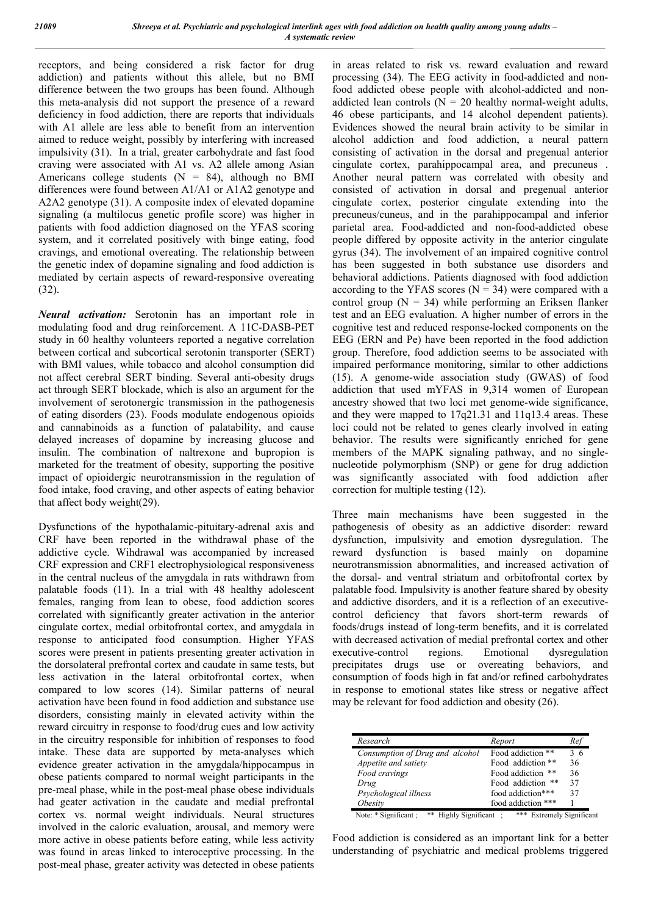receptors, and being considered a risk factor for drug addiction) and patients without this allele, but no BMI difference between the two groups has been found. Although this meta-analysis did not support the presence of a reward deficiency in food addiction, there are reports that individuals with A1 allele are less able to benefit from an intervention aimed to reduce weight, possibly by interfering with increased impulsivity (31). In a trial, greater carbohydrate and fast food craving were associated with A1 vs. A2 allele among Asian Americans college students (N = 84), although no BMI differences were found between A1/A1 or A1A2 genotype and A2A2 genotype (31). A composite index of elevated dopamine signaling (a multilocus genetic profile score) was higher in patients with food addiction diagnosed on the YFAS scoring system, and it correlated positively with binge eating, food cravings, and emotional overeating. The relationship between the genetic index of dopamine signaling and food addiction is mediated by certain aspects of reward-responsive overeating (32).

***Neural activation:*** Serotonin has an important role in modulating food and drug reinforcement. A 11C-DASB-PET study in 60 healthy volunteers reported a negative correlation between cortical and subcortical serotonin transporter (SERT) with BMI values, while tobacco and alcohol consumption did not affect cerebral SERT binding. Several anti-obesity drugs act through SERT blockade, which is also an argument for the involvement of serotonergic transmission in the pathogenesis of eating disorders (23). Foods modulate endogenous opioids and cannabinoids as a function of palatability, and cause delayed increases of dopamine by increasing glucose and insulin. The combination of naltrexone and bupropion is marketed for the treatment of obesity, supporting the positive impact of opioidergic neurotransmission in the regulation of food intake, food craving, and other aspects of eating behavior that affect body weight(29).

Dysfunctions of the hypothalamic-pituitary-adrenal axis and CRF have been reported in the withdrawal phase of the addictive cycle. Wihdrawal was accompanied by increased CRF expression and CRF1 electrophysiological responsiveness in the central nucleus of the amygdala in rats withdrawn from palatable foods (11). In a trial with 48 healthy adolescent females, ranging from lean to obese, food addiction scores correlated with significantly greater activation in the anterior cingulate cortex, medial orbitofrontal cortex, and amygdala in response to anticipated food consumption. Higher YFAS scores were present in patients presenting greater activation in the dorsolateral prefrontal cortex and caudate in same tests, but less activation in the lateral orbitofrontal cortex, when compared to low scores (14). Similar patterns of neural activation have been found in food addiction and substance use disorders, consisting mainly in elevated activity within the reward circuitry in response to food/drug cues and low activity in the circuitry responsible for inhibition of responses to food intake. These data are supported by meta-analyses which evidence greater activation in the amygdala/hippocampus in obese patients compared to normal weight participants in the pre-meal phase, while in the post-meal phase obese individuals had geater activation in the caudate and medial prefrontal cortex vs. normal weight individuals. Neural structures involved in the caloric evaluation, arousal, and memory were more active in obese patients before eating, while less activity was found in areas linked to interoceptive processing. In the post-meal phase, greater activity was detected in obese patients in areas related to risk vs. reward evaluation and reward processing (34). The EEG activity in food-addicted and non-food addicted obese people with alcohol-addicted and non-addicted lean controls (N = 20 healthy normal-weight adults, 46 obese participants, and 14 alcohol dependent patients). Evidences showed the neural brain activity to be similar in alcohol addiction and food addiction, a neural pattern consisting of activation in the dorsal and pregenual anterior cingulate cortex, parahippocampal area, and precuneus . Another neural pattern was correlated with obesity and consisted of activation in dorsal and pregenual anterior cingulate cortex, posterior cingulate extending into the precuneus/cuneus, and in the parahippocampal and inferior parietal area. Food-addicted and non-food-addicted obese people differed by opposite activity in the anterior cingulate gyrus (34). The involvement of an impaired cognitive control has been suggested in both substance use disorders and behavioral addictions. Patients diagnosed with food addiction according to the YFAS scores (N = 34) were compared with a control group (N = 34) while performing an Eriksen flanker test and an EEG evaluation. A higher number of errors in the cognitive test and reduced response-locked components on the EEG (ERN and Pe) have been reported in the food addiction group. Therefore, food addiction seems to be associated with impaired performance monitoring, similar to other addictions (15). A genome-wide association study (GWAS) of food addiction that used mYFAS in 9,314 women of European ancestry showed that two loci met genome-wide significance, and they were mapped to 17q21.31 and 11q13.4 areas. These loci could not be related to genes clearly involved in eating behavior. The results were significantly enriched for gene members of the MAPK signaling pathway, and no single-nucleotide polymorphism (SNP) or gene for drug addiction was significantly associated with food addiction after correction for multiple testing (12).

Three main mechanisms have been suggested in the pathogenesis of obesity as an addictive disorder: reward dysfunction, impulsivity and emotion dysregulation. The reward dysfunction is based mainly on dopamine neurotransmission abnormalities, and increased activation of the dorsal- and ventral striatum and orbitofrontal cortex by palatable food. Impulsivity is another feature shared by obesity and addictive disorders, and it is a reflection of an executive-control deficiency that favors short-term rewards of foods/drugs instead of long-term benefits, and it is correlated with decreased activation of medial prefrontal cortex and other executive-control regions. Emotional dysregulation precipitates drugs use or overeating behaviors, and consumption of foods high in fat and/or refined carbohydrates in response to emotional states like stress or negative affect may be relevant for food addiction and obesity (26).

| *Research* | *Report* | *Ref* |
|---|---|---|
| *Consumption of Drug and alcohol* | Food addiction ** | 3 6 |
| *Appetite and satiety* | Food addiction ** | 36 |
| *Food cravings* | Food addiction ** | 36 |
| *Drug* | Food addiction ** | 37 |
| *Psychological illness* | food addiction*** | 37 |
| *Obesity* | food addiction *** | 1 |

Note: * Significant ; ** Highly Significant ; *** Extremely Significant

Food addiction is considered as an important link for a better understanding of psychiatric and medical problems triggered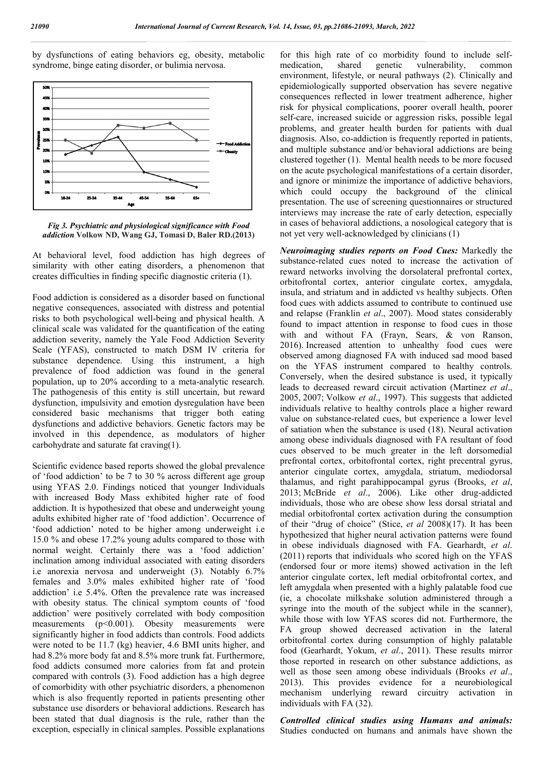by dysfunctions of eating behaviors eg, obesity, metabolic syndrome, binge eating disorder, or bulimia nervosa.

*Fig 3. Psychiatric and physiological significance with Food addiction* **Volkow ND, Wang GJ, Tomasi D, Baler RD.(2013)**

At behavioral level, food addiction has high degrees of similarity with other eating disorders, a phenomenon that creates difficulties in finding specific diagnostic criteria (1).

Food addiction is considered as a disorder based on functional negative consequences, associated with distress and potential risks to both psychological well-being and physical health. A clinical scale was validated for the quantification of the eating addiction severity, namely the Yale Food Addiction Severity Scale (YFAS), constructed to match DSM IV criteria for substance dependence. Using this instrument, a high prevalence of food addiction was found in the general population, up to 20% according to a meta-analytic research. The pathogenesis of this entity is still uncertain, but reward dysfunction, impulsivity and emotion dysregulation have been considered basic mechanisms that trigger both eating dysfunctions and addictive behaviors. Genetic factors may be involved in this dependence, as modulators of higher carbohydrate and saturate fat craving(1).

Scientific evidence based reports showed the global prevalence of 'food addiction' to be 7 to 30 % across different age group using YFAS 2.0. Findings noticed that younger Individuals with increased Body Mass exhibited higher rate of food addiction. It is hypothesized that obese and underweight young adults exhibited higher rate of 'food addiction'. Occurrence of 'food addiction' noted to be higher among underweight i.e 15.0 % and obese 17.2% young adults compared to those with normal weight. Certainly there was a 'food addiction' inclination among individual associated with eating disorders i.e anorexia nervosa and underweight (3). Notably 6.7% females and 3.0% males exhibited higher rate of 'food addiction' i.e 5.4%. Often the prevalence rate was increased with obesity status. The clinical symptom counts of 'food addiction' were positively correlated with body composition measurements ($p<0.001$). Obesity measurements were significantly higher in food addicts than controls. Food addicts were noted to be 11.7 (kg) heavier, 4.6 BMI units higher, and had 8.2% more body fat and 8.5% more trunk fat. Furthermore, food addicts consumed more calories from fat and protein compared with controls (3). Food addiction has a high degree of comorbidity with other psychiatric disorders, a phenomenon which is also frequently reported in patients presenting other substance use disorders or behavioral addictions. Research has been stated that dual diagnosis is the rule, rather than the exception, especially in clinical samples. Possible explanations for this high rate of co morbidity found to include self-medication, shared genetic vulnerability, common environment, lifestyle, or neural pathways (2). Clinically and epidemiologically supported observation has severe negative consequences reflected in lower treatment adherence, higher risk for physical complications, poorer overall health, poorer self-care, increased suicide or aggression risks, possible legal problems, and greater health burden for patients with dual diagnosis. Also, co-addiction is frequently reported in patients, and multiple substance and/or behavioral addictions are being clustered together (1). Mental health needs to be more focused on the acute psychological manifestations of a certain disorder, and ignore or minimize the importance of addictive behaviors, which could occupy the background of the clinical presentation. The use of screening questionnaires or structured interviews may increase the rate of early detection, especially in cases of behavioral addictions, a nosological category that is not yet very well-acknowledged by clinicians (1)

***Neuroimaging studies reports on Food Cues:*** Markedly the substance-related cues noted to increase the activation of reward networks involving the dorsolateral prefrontal cortex, orbitofrontal cortex, anterior cingulate cortex, amygdala, insula, and striatum and in addicted vs healthy subjects. Often food cues with addicts assumed to contribute to continued use and relapse (Franklin *et al*., 2007). Mood states considerably found to impact attention in response to food cues in those with and without FA (Frayn, Sears, & von Ranson, 2016). Increased attention to unhealthy food cues were observed among diagnosed FA with induced sad mood based on the YFAS instrument compared to healthy controls. Conversely, when the desired substance is used, it typically leads to decreased reward circuit activation (Martinez *et al*., 2005, 2007; Volkow *et al*., 1997). This suggests that addicted individuals relative to healthy controls place a higher reward value on substance-related cues, but experience a lower level of satiation when the substance is used (18). Neural activation among obese individuals diagnosed with FA resultant of food cues observed to be much greater in the left dorsomedial prefrontal cortex, orbitofrontal cortex, right precentral gyrus, anterior cingulate cortex, amygdala, striatum, mediodorsal thalamus, and right parahippocampal gyrus (Brooks, *et al*, 2013; McBride *et al*., 2006). Like other drug-addicted individuals, those who are obese show less dorsal striatal and medial orbitofrontal cortex activation during the consumption of their "drug of choice" (Stice, *et al* 2008)(17). It has been hypothesized that higher neural activation patterns were found in obese individuals diagnosed with FA. Gearhardt, *et al*. (2011) reports that individuals who scored high on the YFAS (endorsed four or more items) showed activation in the left anterior cingulate cortex, left medial orbitofrontal cortex, and left amygdala when presented with a highly palatable food cue (ie, a chocolate milkshake solution administered through a syringe into the mouth of the subject while in the scanner), while those with low YFAS scores did not. Furthermore, the FA group showed decreased activation in the lateral orbitofrontal cortex during consumption of highly palatable food (Gearhardt, Yokum, *et al*., 2011). These results mirror those reported in research on other substance addictions, as well as those seen among obese individuals (Brooks *et al*., 2013). This provides evidence for a neurobiological mechanism underlying reward circuitry activation in individuals with FA (32).

***Controlled clinical studies using Humans and animals:*** Studies conducted on humans and animals have shown the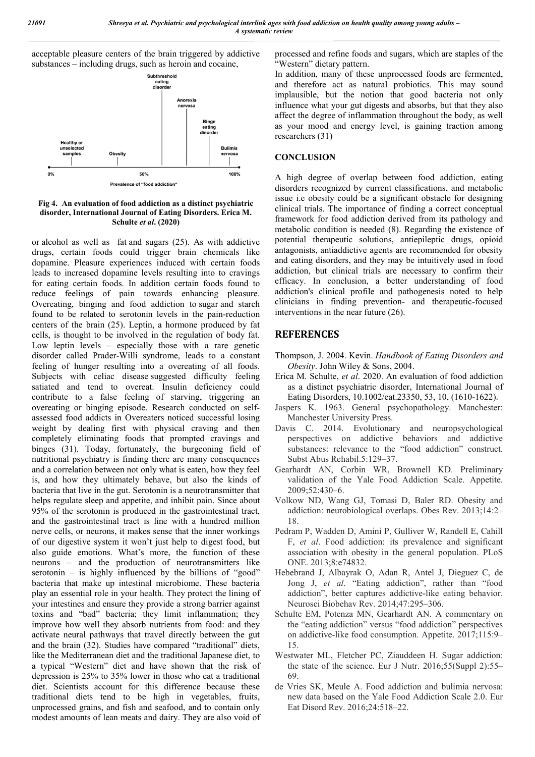acceptable pleasure centers of the brain triggered by addictive substances – including drugs, such as heroin and cocaine,

**Fig 4. An evaluation of food addiction as a distinct psychiatric disorder, International Journal of Eating Disorders. Erica M. Schulte *et al*. (2020)**

or alcohol as well as fat and sugars (25). As with addictive drugs, certain foods could trigger brain chemicals like dopamine. Pleasure experiences induced with certain foods leads to increased dopamine levels resulting into to cravings for eating certain foods. In addition certain foods found to reduce feelings of pain towards enhancing pleasure. Overeating, binging and food addiction to sugar and starch found to be related to serotonin levels in the pain-reduction centers of the brain (25). Leptin, a hormone produced by fat cells, is thought to be involved in the regulation of body fat. Low leptin levels – especially those with a rare genetic disorder called Prader-Willi syndrome, leads to a constant feeling of hunger resulting into a overeating of all foods. Subjects with celiac disease suggested difficulty feeling satiated and tend to overeat. Insulin deficiency could contribute to a false feeling of starving, triggering an overeating or binging episode. Research conducted on self-assessed food addicts in Overeaters noticed successful losing weight by dealing first with physical craving and then completely eliminating foods that prompted cravings and binges (31). Today, fortunately, the burgeoning field of nutritional psychiatry is finding there are many consequences and a correlation between not only what is eaten, how they feel is, and how they ultimately behave, but also the kinds of bacteria that live in the gut. Serotonin is a neurotransmitter that helps regulate sleep and appetite, and inhibit pain. Since about 95% of the serotonin is produced in the gastrointestinal tract, and the gastrointestinal tract is line with a hundred million nerve cells, or neurons, it makes sense that the inner workings of our digestive system it won't just help to digest food, but also guide emotions. What's more, the function of these neurons – and the production of neurotransmitters like serotonin – is highly influenced by the billions of "good" bacteria that make up intestinal microbiome. These bacteria play an essential role in your health. They protect the lining of your intestines and ensure they provide a strong barrier against toxins and "bad" bacteria; they limit inflammation; they improve how well they absorb nutrients from food: and they activate neural pathways that travel directly between the gut and the brain (32). Studies have compared "traditional" diets, like the Mediterranean diet and the traditional Japanese diet, to a typical "Western" diet and have shown that the risk of depression is 25% to 35% lower in those who eat a traditional diet. Scientists account for this difference because these traditional diets tend to be high in vegetables, fruits, unprocessed grains, and fish and seafood, and to contain only modest amounts of lean meats and dairy. They are also void of processed and refine foods and sugars, which are staples of the "Western" dietary pattern.

In addition, many of these unprocessed foods are fermented, and therefore act as natural probiotics. This may sound implausible, but the notion that good bacteria not only influence what your gut digests and absorbs, but that they also affect the degree of inflammation throughout the body, as well as your mood and energy level, is gaining traction among researchers (31)

## CONCLUSION

A high degree of overlap between food addiction, eating disorders recognized by current classifications, and metabolic issue i.e obesity could be a significant obstacle for designing clinical trials. The importance of finding a correct conceptual framework for food addiction derived from its pathology and metabolic condition is needed (8). Regarding the existence of potential therapeutic solutions, antiepileptic drugs, opioid antagonists, antiaddictive agents are recommended for obesity and eating disorders, and they may be intuitively used in food addiction, but clinical trials are necessary to confirm their efficacy. In conclusion, a better understanding of food addiction's clinical profile and pathogenesis noted to help clinicians in finding prevention- and therapeutic-focused interventions in the near future (26).

## REFERENCES

Thompson, J. 2004. Kevin. *Handbook of Eating Disorders and Obesity*. John Wiley & Sons, 2004.

Erica M. Schulte, *et al*. 2020. An evaluation of food addiction as a distinct psychiatric disorder, International Journal of Eating Disorders, 10.1002/eat.23350, 53, 10, (1610-1622).

Jaspers K. 1963. General psychopathology. Manchester: Manchester University Press.

Davis C. 2014. Evolutionary and neuropsychological perspectives on addictive behaviors and addictive substances: relevance to the "food addiction" construct. Subst Abus Rehabil.5:129–37.

Gearhardt AN, Corbin WR, Brownell KD. Preliminary validation of the Yale Food Addiction Scale. Appetite. 2009;52:430–6.

Volkow ND, Wang GJ, Tomasi D, Baler RD. Obesity and addiction: neurobiological overlaps. Obes Rev. 2013;14:2–18.

Pedram P, Wadden D, Amini P, Gulliver W, Randell E, Cahill F, *et al*. Food addiction: its prevalence and significant association with obesity in the general population. PLoS ONE. 2013;8:e74832.

Hebebrand J, Albayrak O, Adan R, Antel J, Dieguez C, de Jong J, *et al*. "Eating addiction", rather than "food addiction", better captures addictive-like eating behavior. Neurosci Biobehav Rev. 2014;47:295–306.

Schulte EM, Potenza MN, Gearhardt AN. A commentary on the "eating addiction" versus "food addiction" perspectives on addictive-like food consumption. Appetite. 2017;115:9–15.

Westwater ML, Fletcher PC, Ziauddeen H. Sugar addiction: the state of the science. Eur J Nutr. 2016;55(Suppl 2):55–69.

de Vries SK, Meule A. Food addiction and bulimia nervosa: new data based on the Yale Food Addiction Scale 2.0. Eur Eat Disord Rev. 2016;24:518–22.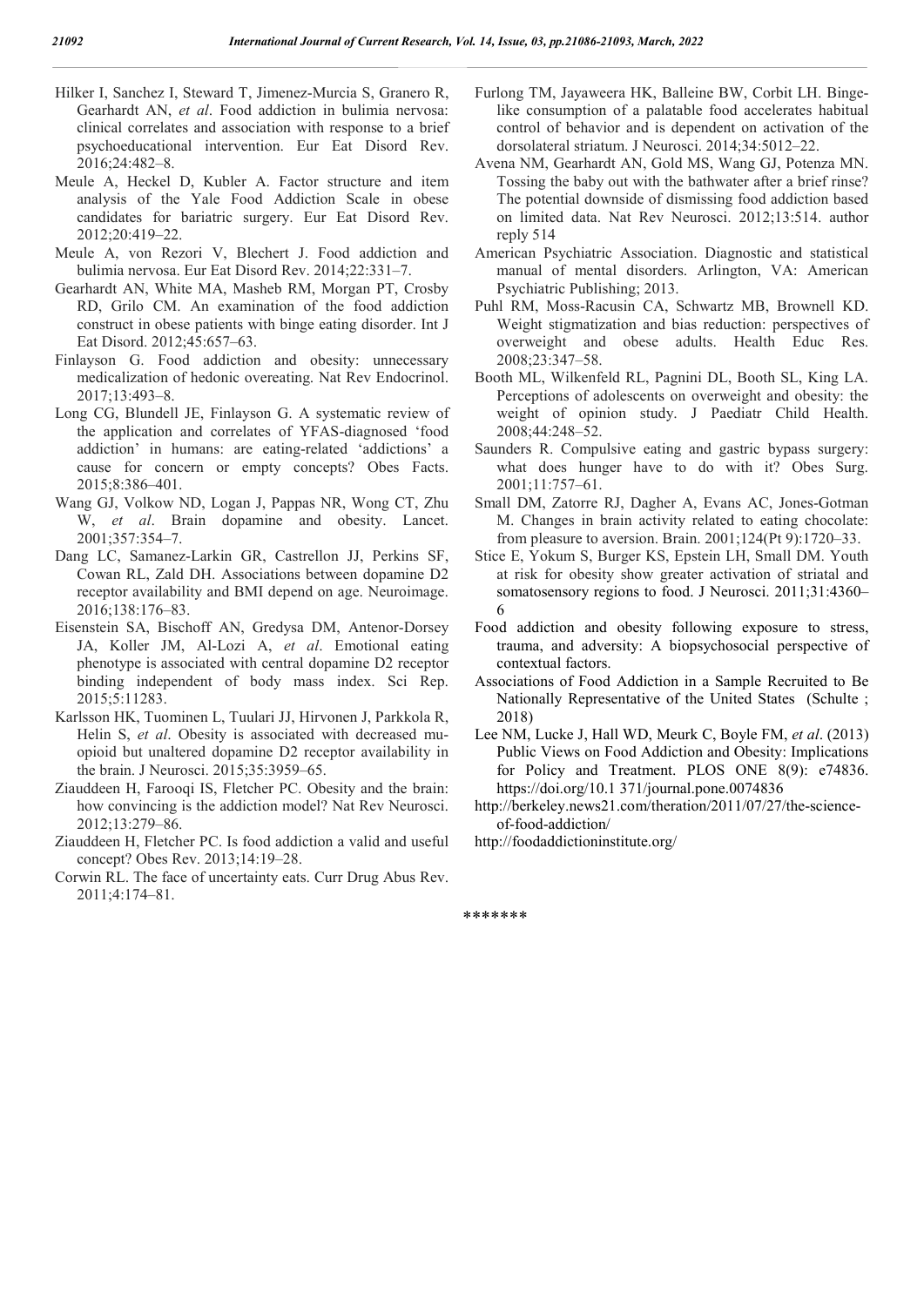Hilker I, Sanchez I, Steward T, Jimenez-Murcia S, Granero R, Gearhardt AN, *et al*. Food addiction in bulimia nervosa: clinical correlates and association with response to a brief psychoeducational intervention. Eur Eat Disord Rev. 2016;24:482–8.

Meule A, Heckel D, Kubler A. Factor structure and item analysis of the Yale Food Addiction Scale in obese candidates for bariatric surgery. Eur Eat Disord Rev. 2012;20:419–22.

Meule A, von Rezori V, Blechert J. Food addiction and bulimia nervosa. Eur Eat Disord Rev. 2014;22:331–7.

Gearhardt AN, White MA, Masheb RM, Morgan PT, Crosby RD, Grilo CM. An examination of the food addiction construct in obese patients with binge eating disorder. Int J Eat Disord. 2012;45:657–63.

Finlayson G. Food addiction and obesity: unnecessary medicalization of hedonic overeating. Nat Rev Endocrinol. 2017;13:493–8.

Long CG, Blundell JE, Finlayson G. A systematic review of the application and correlates of YFAS-diagnosed 'food addiction' in humans: are eating-related 'addictions' a cause for concern or empty concepts? Obes Facts. 2015;8:386–401.

Wang GJ, Volkow ND, Logan J, Pappas NR, Wong CT, Zhu W, *et al*. Brain dopamine and obesity. Lancet. 2001;357:354–7.

Dang LC, Samanez-Larkin GR, Castrellon JJ, Perkins SF, Cowan RL, Zald DH. Associations between dopamine D2 receptor availability and BMI depend on age. Neuroimage. 2016;138:176–83.

Eisenstein SA, Bischoff AN, Gredysa DM, Antenor-Dorsey JA, Koller JM, Al-Lozi A, *et al*. Emotional eating phenotype is associated with central dopamine D2 receptor binding independent of body mass index. Sci Rep. 2015;5:11283.

Karlsson HK, Tuominen L, Tuulari JJ, Hirvonen J, Parkkola R, Helin S, *et al*. Obesity is associated with decreased mu-opioid but unaltered dopamine D2 receptor availability in the brain. J Neurosci. 2015;35:3959–65.

Ziauddeen H, Farooqi IS, Fletcher PC. Obesity and the brain: how convincing is the addiction model? Nat Rev Neurosci. 2012;13:279–86.

Ziauddeen H, Fletcher PC. Is food addiction a valid and useful concept? Obes Rev. 2013;14:19–28.

Corwin RL. The face of uncertainty eats. Curr Drug Abus Rev. 2011;4:174–81.

Furlong TM, Jayaweera HK, Balleine BW, Corbit LH. Binge-like consumption of a palatable food accelerates habitual control of behavior and is dependent on activation of the dorsolateral striatum. J Neurosci. 2014;34:5012–22.

Avena NM, Gearhardt AN, Gold MS, Wang GJ, Potenza MN. Tossing the baby out with the bathwater after a brief rinse? The potential downside of dismissing food addiction based on limited data. Nat Rev Neurosci. 2012;13:514. author reply 514

American Psychiatric Association. Diagnostic and statistical manual of mental disorders. Arlington, VA: American Psychiatric Publishing; 2013.

Puhl RM, Moss-Racusin CA, Schwartz MB, Brownell KD. Weight stigmatization and bias reduction: perspectives of overweight and obese adults. Health Educ Res. 2008;23:347–58.

Booth ML, Wilkenfeld RL, Pagnini DL, Booth SL, King LA. Perceptions of adolescents on overweight and obesity: the weight of opinion study. J Paediatr Child Health. 2008;44:248–52.

Saunders R. Compulsive eating and gastric bypass surgery: what does hunger have to do with it? Obes Surg. 2001;11:757–61.

Small DM, Zatorre RJ, Dagher A, Evans AC, Jones-Gotman M. Changes in brain activity related to eating chocolate: from pleasure to aversion. Brain. 2001;124(Pt 9):1720–33.

Stice E, Yokum S, Burger KS, Epstein LH, Small DM. Youth at risk for obesity show greater activation of striatal and somatosensory regions to food. J Neurosci. 2011;31:4360–6

Food addiction and obesity following exposure to stress, trauma, and adversity: A biopsychosocial perspective of contextual factors.

Associations of Food Addiction in a Sample Recruited to Be Nationally Representative of the United States (Schulte ; 2018)

Lee NM, Lucke J, Hall WD, Meurk C, Boyle FM, *et al*. (2013) Public Views on Food Addiction and Obesity: Implications for Policy and Treatment. PLOS ONE 8(9): e74836. https://doi.org/10.1 371/journal.pone.0074836

http://berkeley.news21.com/theration/2011/07/27/the-science-of-food-addiction/

http://foodaddictioninstitute.org/

*******